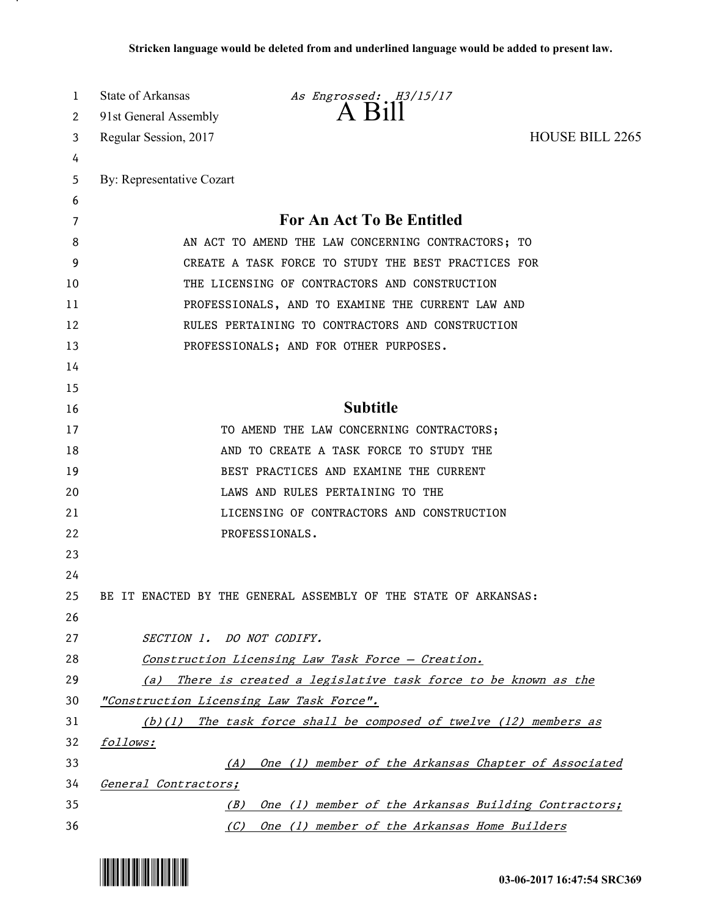**Stricken language would be deleted from and underlined language would be added to present law.**

State of Arkansas *As Engrossed: H3/15/17*

91st General Assembly **A Bill**

Regular Session, 2017 HOUSE BILL 2265

By: Representative Cozart

## For An Act To Be Entitled

AN ACT TO AMEND THE LAW CONCERNING CONTRACTORS; TO CREATE A TASK FORCE TO STUDY THE BEST PRACTICES FOR THE LICENSING OF CONTRACTORS AND CONSTRUCTION PROFESSIONALS, AND TO EXAMINE THE CURRENT LAW AND RULES PERTAINING TO CONTRACTORS AND CONSTRUCTION PROFESSIONALS; AND FOR OTHER PURPOSES.

## Subtitle

TO AMEND THE LAW CONCERNING CONTRACTORS; AND TO CREATE A TASK FORCE TO STUDY THE BEST PRACTICES AND EXAMINE THE CURRENT LAWS AND RULES PERTAINING TO THE LICENSING OF CONTRACTORS AND CONSTRUCTION PROFESSIONALS.

BE IT ENACTED BY THE GENERAL ASSEMBLY OF THE STATE OF ARKANSAS:

*SECTION 1. DO NOT CODIFY.*

*Construction Licensing Law Task Force — Creation.*

*(a) There is created a legislative task force to be known as the "Construction Licensing Law Task Force".*

*(b)(1) The task force shall be composed of twelve (12) members as follows:*

*(A) One (1) member of the Arkansas Chapter of Associated General Contractors;*

*(B) One (1) member of the Arkansas Building Contractors;*

*(C) One (1) member of the Arkansas Home Builders*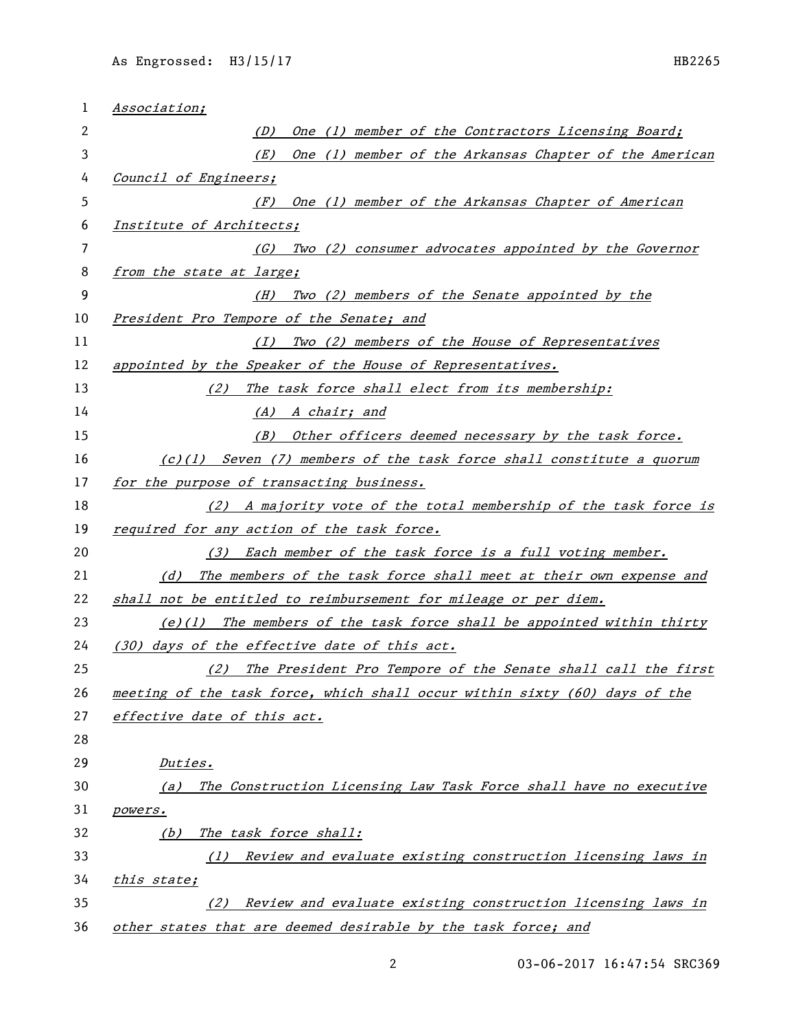*Association;*

*(D) One (1) member of the Contractors Licensing Board;*

*(E) One (1) member of the Arkansas Chapter of the American Council of Engineers;*

*(F) One (1) member of the Arkansas Chapter of American Institute of Architects;*

*(G) Two (2) consumer advocates appointed by the Governor from the state at large;*

*(H) Two (2) members of the Senate appointed by the President Pro Tempore of the Senate; and*

*(I) Two (2) members of the House of Representatives appointed by the Speaker of the House of Representatives.*

*(2) The task force shall elect from its membership:*

*(A) A chair; and*

*(B) Other officers deemed necessary by the task force.*

*(c)(1) Seven (7) members of the task force shall constitute a quorum for the purpose of transacting business.*

*(2) A majority vote of the total membership of the task force is required for any action of the task force.*

*(3) Each member of the task force is a full voting member.*

*(d) The members of the task force shall meet at their own expense and shall not be entitled to reimbursement for mileage or per diem.*

*(e)(1) The members of the task force shall be appointed within thirty (30) days of the effective date of this act.*

*(2) The President Pro Tempore of the Senate shall call the first meeting of the task force, which shall occur within sixty (60) days of the effective date of this act.*

*Duties.*

*(a) The Construction Licensing Law Task Force shall have no executive powers.*

*(b) The task force shall:*

*(1) Review and evaluate existing construction licensing laws in this state;*

*(2) Review and evaluate existing construction licensing laws in other states that are deemed desirable by the task force; and*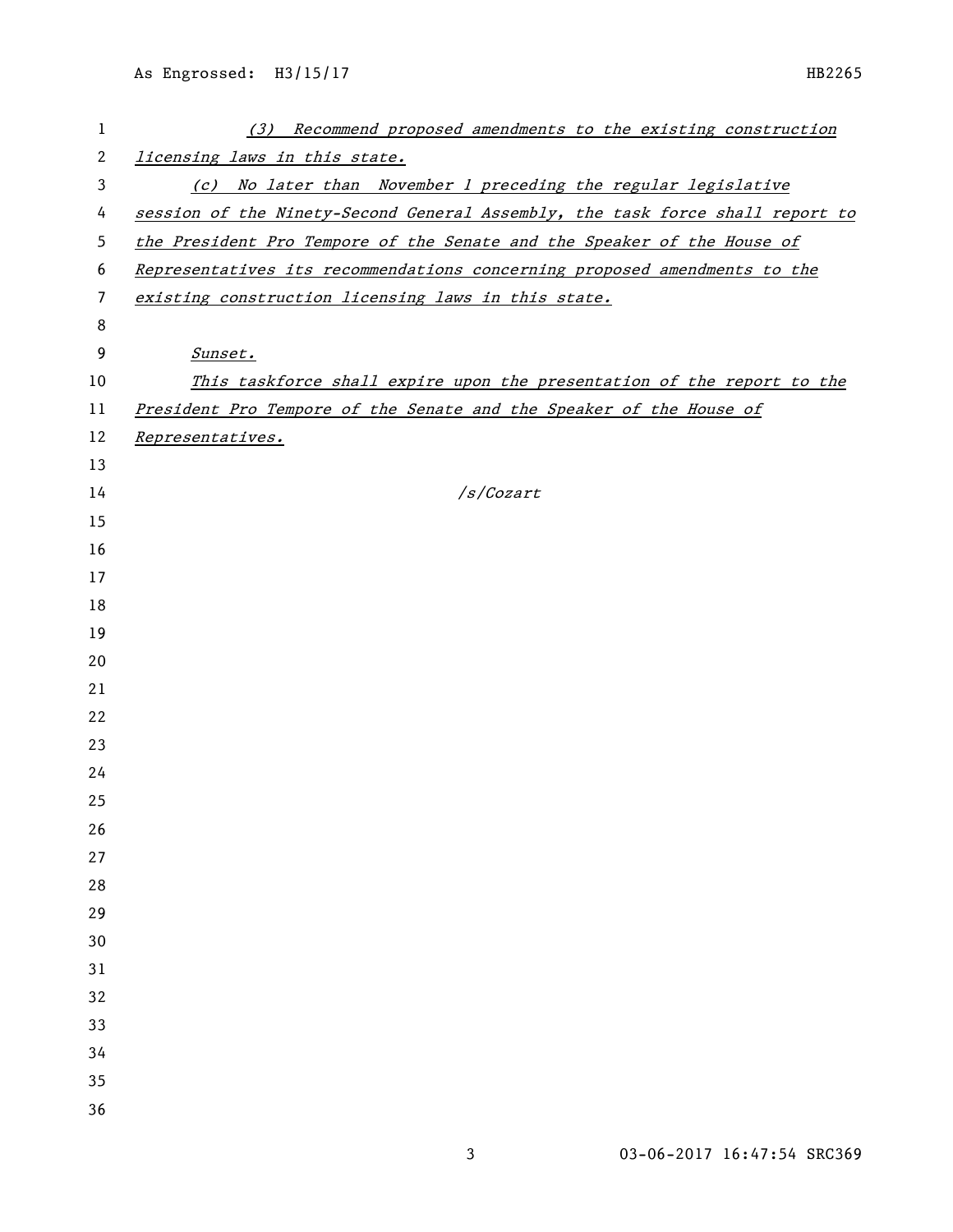*(3) Recommend proposed amendments to the existing construction licensing laws in this state.*

*(c) No later than November 1 preceding the regular legislative session of the Ninety-Second General Assembly, the task force shall report to the President Pro Tempore of the Senate and the Speaker of the House of Representatives its recommendations concerning proposed amendments to the existing construction licensing laws in this state.*

*Sunset.*

*This taskforce shall expire upon the presentation of the report to the President Pro Tempore of the Senate and the Speaker of the House of Representatives.*

/s/Cozart